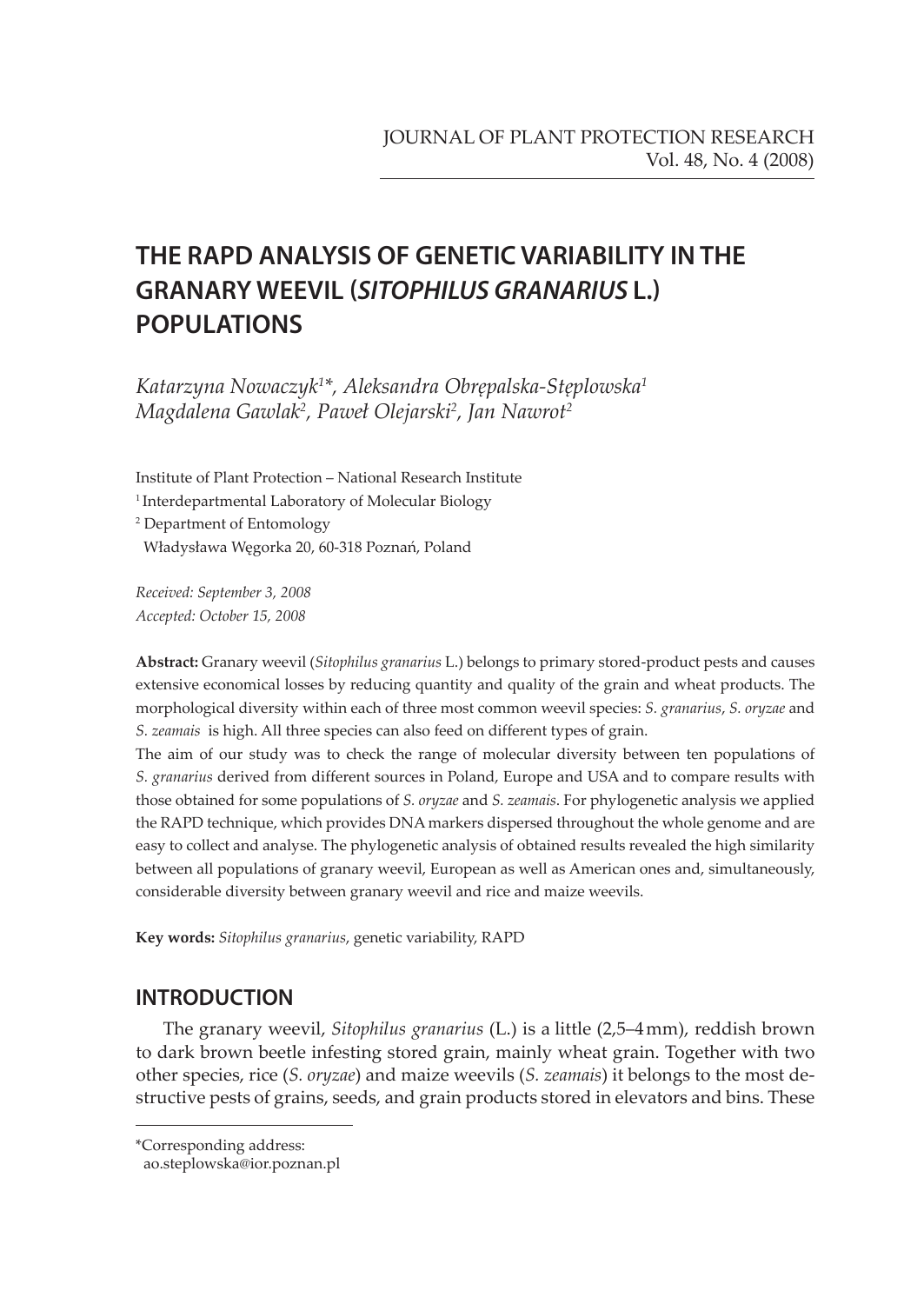# THE RAPD ANALYSIS OF GENETIC VARIABILITY IN THE GRANARY WEEVIL (*SITOPHILUS GRANARIUS* L.) POPULATIONS

*Katarzyna Nowaczyk*[1]*, *Aleksandra Obrępalska-Stęplowska*[1]
*Magdalena Gawlak*[2], *Paweł Olejarski*[2], *Jan Nawrot*[2]

Institute of Plant Protection – National Research Institute
[1] Interdepartmental Laboratory of Molecular Biology
[2] Department of Entomology
Władysława Węgorka 20, 60-318 Poznań, Poland

*Received: September 3, 2008*
*Accepted: October 15, 2008*

**Abstract:** Granary weevil (*Sitophilus granarius* L.) belongs to primary stored-product pests and causes extensive economical losses by reducing quantity and quality of the grain and wheat products. The morphological diversity within each of three most common weevil species: *S. granarius*, *S. oryzae* and *S. zeamais* is high. All three species can also feed on different types of grain.

The aim of our study was to check the range of molecular diversity between ten populations of *S. granarius* derived from different sources in Poland, Europe and USA and to compare results with those obtained for some populations of *S. oryzae* and *S. zeamais*. For phylogenetic analysis we applied the RAPD technique, which provides DNA markers dispersed throughout the whole genome and are easy to collect and analyse. The phylogenetic analysis of obtained results revealed the high similarity between all populations of granary weevil, European as well as American ones and, simultaneously, considerable diversity between granary weevil and rice and maize weevils.

**Key words:** *Sitophilus granarius*, genetic variability, RAPD

## INTRODUCTION

The granary weevil, *Sitophilus granarius* (L.) is a little (2,5–4 mm), reddish brown to dark brown beetle infesting stored grain, mainly wheat grain. Together with two other species, rice (*S. oryzae*) and maize weevils (*S. zeamais*) it belongs to the most destructive pests of grains, seeds, and grain products stored in elevators and bins. These

*Corresponding address:
ao.steplowska@ior.poznan.pl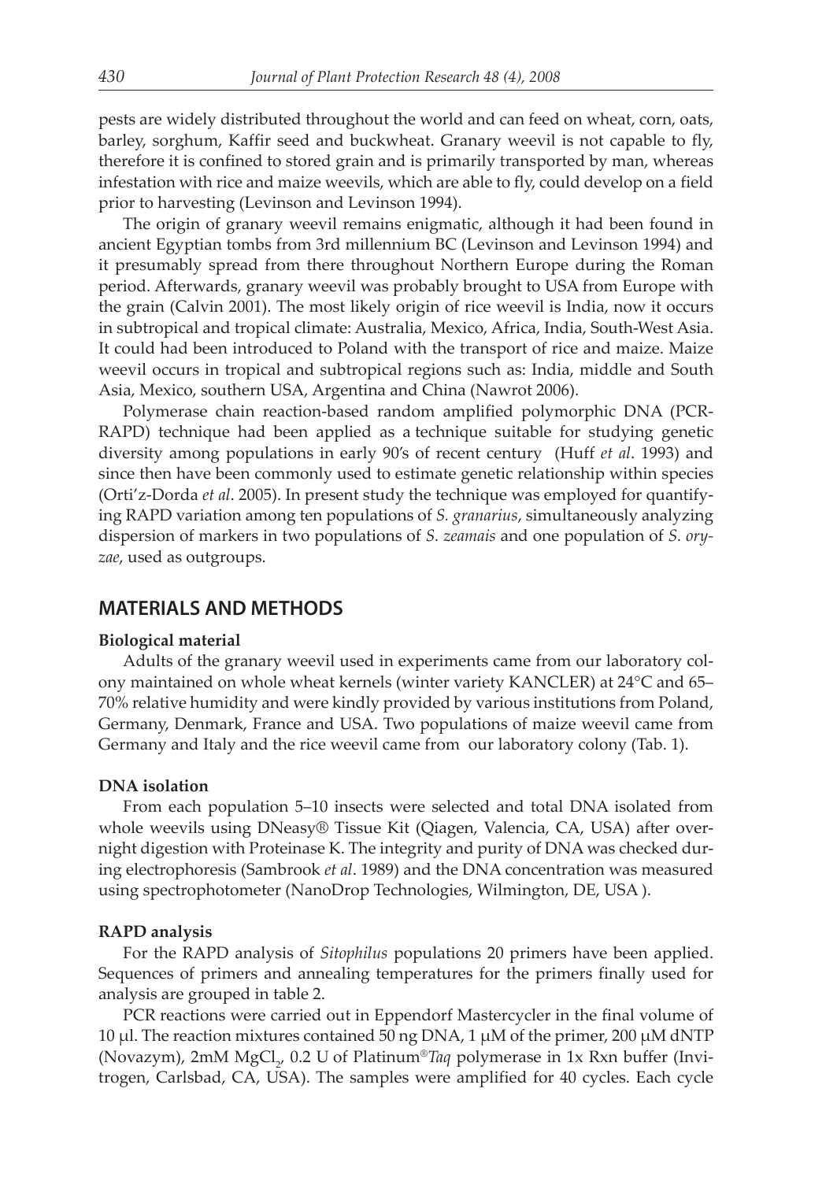pests are widely distributed throughout the world and can feed on wheat, corn, oats, barley, sorghum, Kaffir seed and buckwheat. Granary weevil is not capable to fly, therefore it is confined to stored grain and is primarily transported by man, whereas infestation with rice and maize weevils, which are able to fly, could develop on a field prior to harvesting (Levinson and Levinson 1994).

The origin of granary weevil remains enigmatic, although it had been found in ancient Egyptian tombs from 3rd millennium BC (Levinson and Levinson 1994) and it presumably spread from there throughout Northern Europe during the Roman period. Afterwards, granary weevil was probably brought to USA from Europe with the grain (Calvin 2001). The most likely origin of rice weevil is India, now it occurs in subtropical and tropical climate: Australia, Mexico, Africa, India, South-West Asia. It could had been introduced to Poland with the transport of rice and maize. Maize weevil occurs in tropical and subtropical regions such as: India, middle and South Asia, Mexico, southern USA, Argentina and China (Nawrot 2006).

Polymerase chain reaction-based random amplified polymorphic DNA (PCR-RAPD) technique had been applied as a technique suitable for studying genetic diversity among populations in early 90's of recent century (Huff *et al*. 1993) and since then have been commonly used to estimate genetic relationship within species (Orti'z-Dorda *et al*. 2005). In present study the technique was employed for quantifying RAPD variation among ten populations of *S. granarius*, simultaneously analyzing dispersion of markers in two populations of *S. zeamais* and one population of *S. oryzae*, used as outgroups.

## MATERIALS AND METHODS

### Biological material

Adults of the granary weevil used in experiments came from our laboratory colony maintained on whole wheat kernels (winter variety KANCLER) at 24°C and 65–70% relative humidity and were kindly provided by various institutions from Poland, Germany, Denmark, France and USA. Two populations of maize weevil came from Germany and Italy and the rice weevil came from our laboratory colony (Tab. 1).

### DNA isolation

From each population 5–10 insects were selected and total DNA isolated from whole weevils using DNeasy® Tissue Kit (Qiagen, Valencia, CA, USA) after overnight digestion with Proteinase K. The integrity and purity of DNA was checked during electrophoresis (Sambrook *et al*. 1989) and the DNA concentration was measured using spectrophotometer (NanoDrop Technologies, Wilmington, DE, USA ).

### RAPD analysis

For the RAPD analysis of *Sitophilus* populations 20 primers have been applied. Sequences of primers and annealing temperatures for the primers finally used for analysis are grouped in table 2.

PCR reactions were carried out in Eppendorf Mastercycler in the final volume of 10 μl. The reaction mixtures contained 50 ng DNA, 1 μM of the primer, 200 μM dNTP (Novazym), 2mM $MgCl_2$, 0.2 U of Platinum®*Taq* polymerase in 1x Rxn buffer (Invitrogen, Carlsbad, CA, USA). The samples were amplified for 40 cycles. Each cycle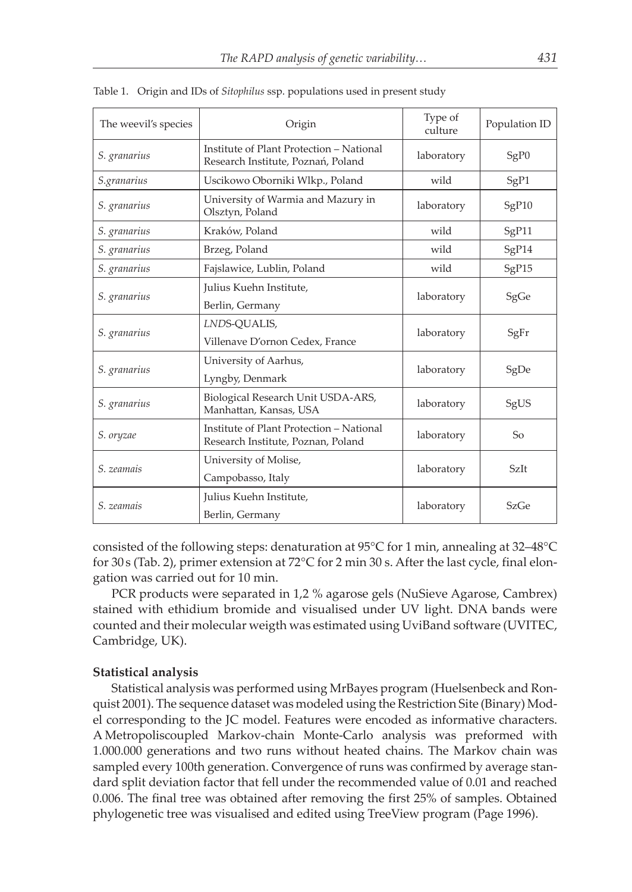Table 1. Origin and IDs of *Sitophilus* ssp. populations used in present study

| The weevil's species | Origin | Type of culture | Population ID |
|---|---|---|---|
| *S. granarius* | Institute of Plant Protection – National Research Institute, Poznań, Poland | laboratory | SgP0 |
| *S.granarius* | Uscikowo Oborniki Wlkp., Poland | wild | SgP1 |
| *S. granarius* | University of Warmia and Mazury in Olsztyn, Poland | laboratory | SgP10 |
| *S. granarius* | Kraków, Poland | wild | SgP11 |
| *S. granarius* | Brzeg, Poland | wild | SgP14 |
| *S. granarius* | Fajslawice, Lublin, Poland | wild | SgP15 |
| *S. granarius* | Julius Kuehn Institute, Berlin, Germany | laboratory | SgGe |
| *S. granarius* | *LNDS*-QUALIS, Villenave D'ornon Cedex, France | laboratory | SgFr |
| *S. granarius* | University of Aarhus, Lyngby, Denmark | laboratory | SgDe |
| *S. granarius* | Biological Research Unit USDA-ARS, Manhattan, Kansas, USA | laboratory | SgUS |
| *S. oryzae* | Institute of Plant Protection – National Research Institute, Poznan, Poland | laboratory | So |
| *S. zeamais* | University of Molise, Campobasso, Italy | laboratory | SzIt |
| *S. zeamais* | Julius Kuehn Institute, Berlin, Germany | laboratory | SzGe |

consisted of the following steps: denaturation at 95°C for 1 min, annealing at 32–48°C for 30 s (Tab. 2), primer extension at 72°C for 2 min 30 s. After the last cycle, final elongation was carried out for 10 min.

PCR products were separated in 1,2 % agarose gels (NuSieve Agarose, Cambrex) stained with ethidium bromide and visualised under UV light. DNA bands were counted and their molecular weigth was estimated using UviBand software (UVITEC, Cambridge, UK).

**Statistical analysis**

Statistical analysis was performed using MrBayes program (Huelsenbeck and Ronquist 2001). The sequence dataset was modeled using the Restriction Site (Binary) Model corresponding to the JC model. Features were encoded as informative characters. A Metropoliscoupled Markov-chain Monte-Carlo analysis was preformed with 1.000.000 generations and two runs without heated chains. The Markov chain was sampled every 100th generation. Convergence of runs was confirmed by average standard split deviation factor that fell under the recommended value of 0.01 and reached 0.006. The final tree was obtained after removing the first 25% of samples. Obtained phylogenetic tree was visualised and edited using TreeView program (Page 1996).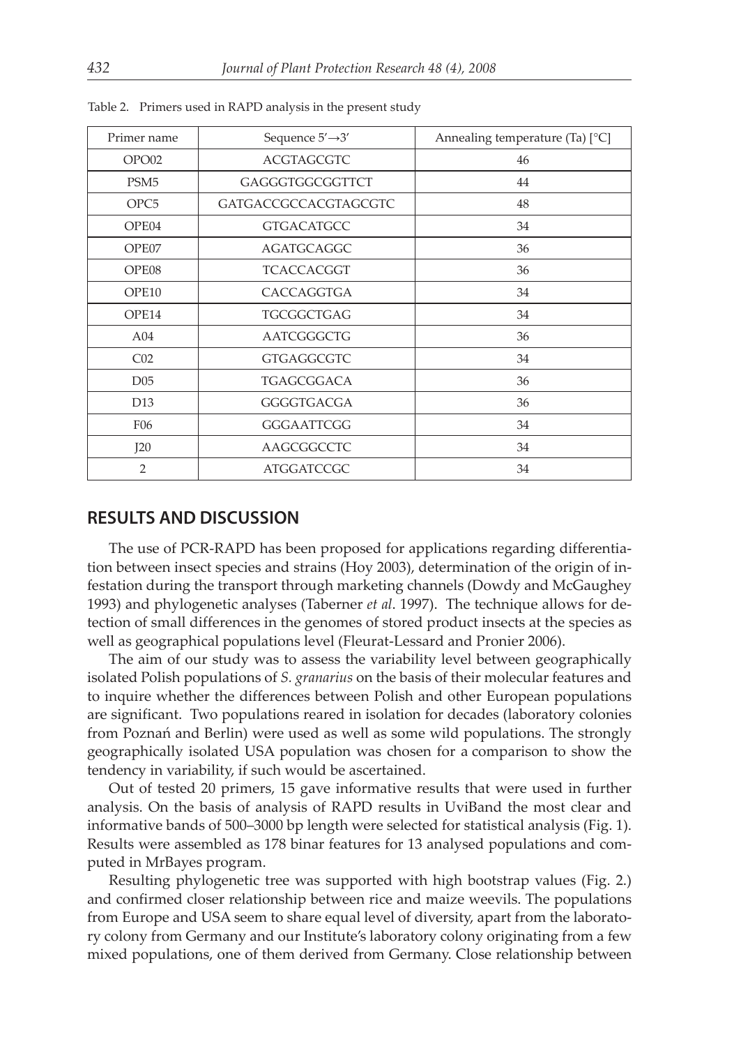Table 2. Primers used in RAPD analysis in the present study

| Primer name | Sequence 5′→3′ | Annealing temperature (Ta) [°C] |
|---|---|---|
| OPO02 | ACGTAGCGTC | 46 |
| PSM5 | GAGGGTGGCGGTTCT | 44 |
| OPC5 | GATGACCGCCACGTAGCGTC | 48 |
| OPE04 | GTGACATGCC | 34 |
| OPE07 | AGATGCAGGC | 36 |
| OPE08 | TCACCACGGT | 36 |
| OPE10 | CACCAGGTGA | 34 |
| OPE14 | TGCGGCTGAG | 34 |
| A04 | AATCGGGCTG | 36 |
| C02 | GTGAGGCGTC | 34 |
| D05 | TGAGCGGACA | 36 |
| D13 | GGGGTGACGA | 36 |
| F06 | GGGAATTCGG | 34 |
| J20 | AAGCGGCCTC | 34 |
| 2 | ATGGATCCGC | 34 |

## RESULTS AND DISCUSSION

The use of PCR-RAPD has been proposed for applications regarding differentiation between insect species and strains (Hoy 2003), determination of the origin of infestation during the transport through marketing channels (Dowdy and McGaughey 1993) and phylogenetic analyses (Taberner *et al*. 1997). The technique allows for detection of small differences in the genomes of stored product insects at the species as well as geographical populations level (Fleurat-Lessard and Pronier 2006).

The aim of our study was to assess the variability level between geographically isolated Polish populations of *S. granarius* on the basis of their molecular features and to inquire whether the differences between Polish and other European populations are significant. Two populations reared in isolation for decades (laboratory colonies from Poznań and Berlin) were used as well as some wild populations. The strongly geographically isolated USA population was chosen for a comparison to show the tendency in variability, if such would be ascertained.

Out of tested 20 primers, 15 gave informative results that were used in further analysis. On the basis of analysis of RAPD results in UviBand the most clear and informative bands of 500–3000 bp length were selected for statistical analysis (Fig. 1). Results were assembled as 178 binar features for 13 analysed populations and computed in MrBayes program.

Resulting phylogenetic tree was supported with high bootstrap values (Fig. 2.) and confirmed closer relationship between rice and maize weevils. The populations from Europe and USA seem to share equal level of diversity, apart from the laboratory colony from Germany and our Institute's laboratory colony originating from a few mixed populations, one of them derived from Germany. Close relationship between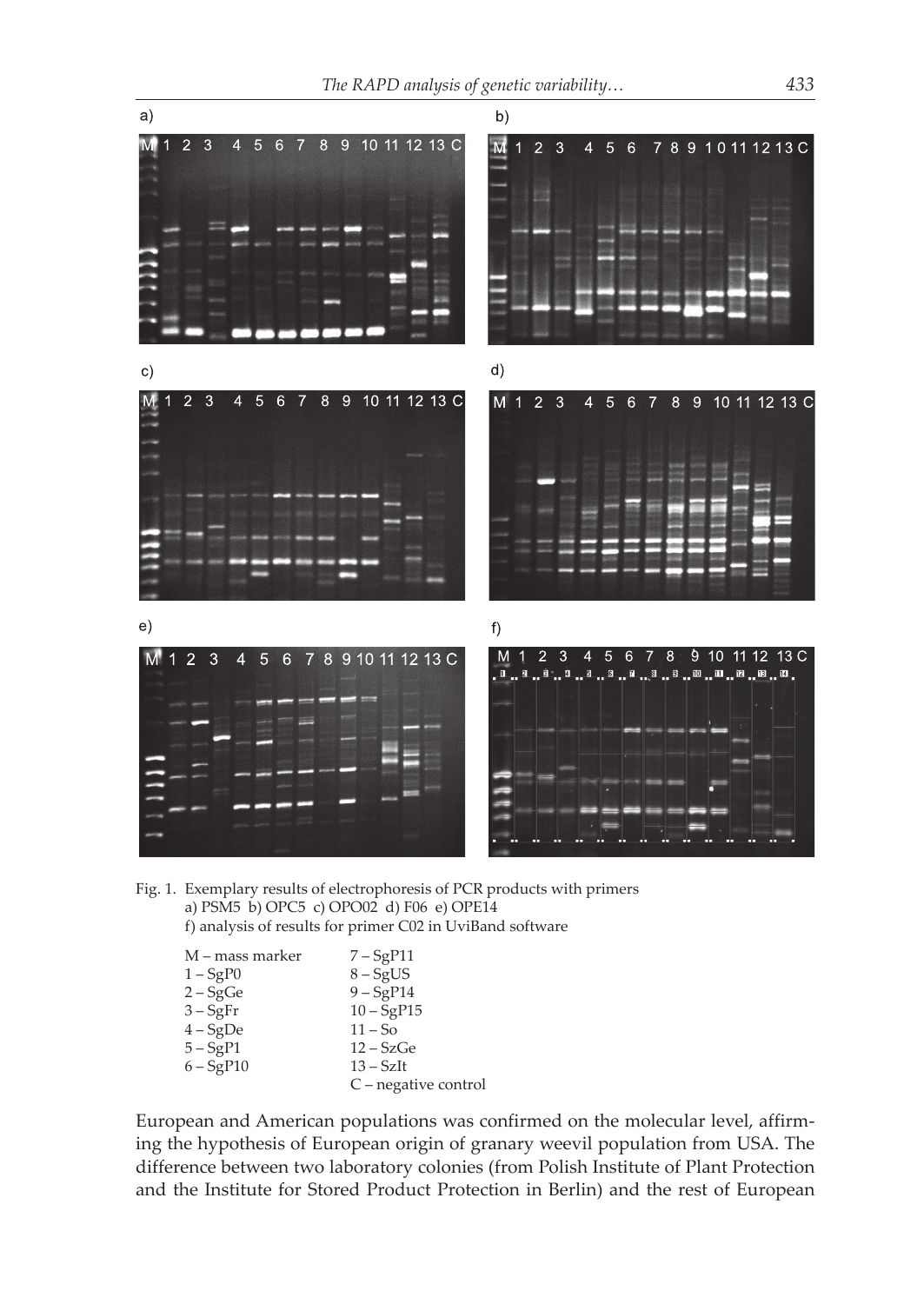Fig. 1. Exemplary results of electrophoresis of PCR products with primers
a) PSM5 b) OPC5 c) OPO02 d) F06 e) OPE14
f) analysis of results for primer C02 in UviBand software

M – mass marker
1 – SgP0
2 – SgGe
3 – SgFr
4 – SgDe
5 – SgP1
6 – SgP10
7 – SgP11
8 – SgUS
9 – SgP14
10 – SgP15
11 – So
12 – SzGe
13 – SzIt
C – negative control

European and American populations was confirmed on the molecular level, affirming the hypothesis of European origin of granary weevil population from USA. The difference between two laboratory colonies (from Polish Institute of Plant Protection and the Institute for Stored Product Protection in Berlin) and the rest of European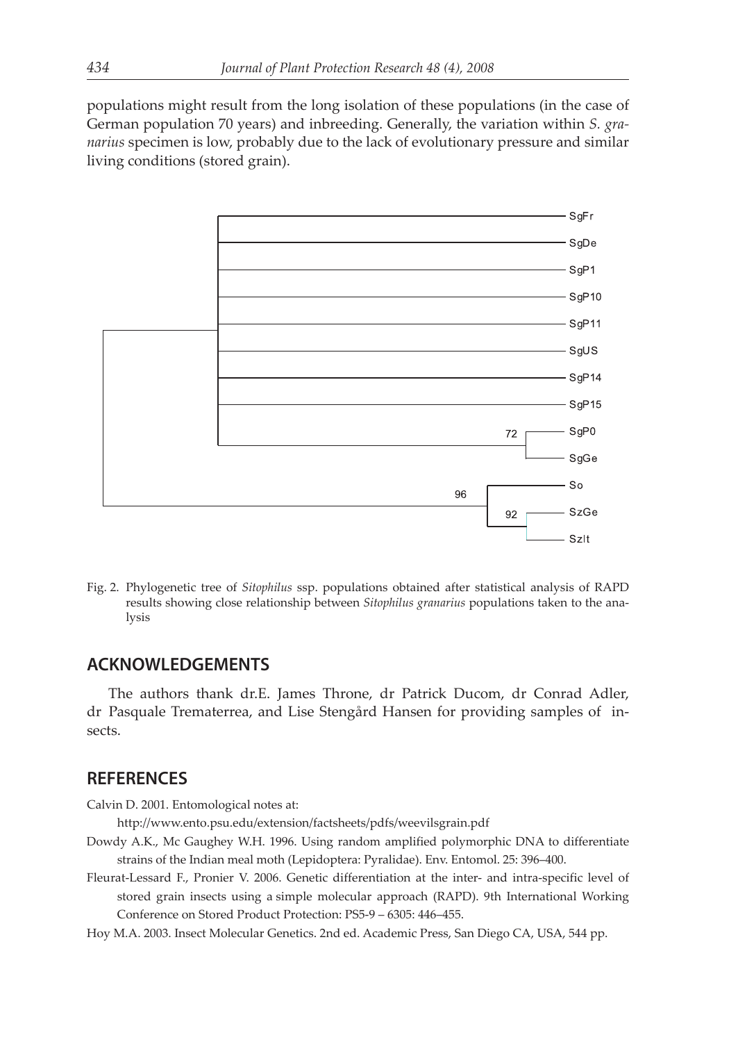populations might result from the long isolation of these populations (in the case of German population 70 years) and inbreeding. Generally, the variation within *S. granarius* specimen is low, probably due to the lack of evolutionary pressure and similar living conditions (stored grain).

Fig. 2. Phylogenetic tree of *Sitophilus* ssp. populations obtained after statistical analysis of RAPD results showing close relationship between *Sitophilus granarius* populations taken to the analysis

## ACKNOWLEDGEMENTS

The authors thank dr.E. James Throne, dr Patrick Ducom, dr Conrad Adler, dr Pasquale Trematerrea, and Lise Stengård Hansen for providing samples of insects.

## REFERENCES

Calvin D. 2001. Entomological notes at: http://www.ento.psu.edu/extension/factsheets/pdfs/weevilsgrain.pdf

Dowdy A.K., Mc Gaughey W.H. 1996. Using random amplified polymorphic DNA to differentiate strains of the Indian meal moth (Lepidoptera: Pyralidae). Env. Entomol. 25: 396–400.

Fleurat-Lessard F., Pronier V. 2006. Genetic differentiation at the inter- and intra-specific level of stored grain insects using a simple molecular approach (RAPD). 9th International Working Conference on Stored Product Protection: PS5-9 – 6305: 446–455.

Hoy M.A. 2003. Insect Molecular Genetics. 2nd ed. Academic Press, San Diego CA, USA, 544 pp.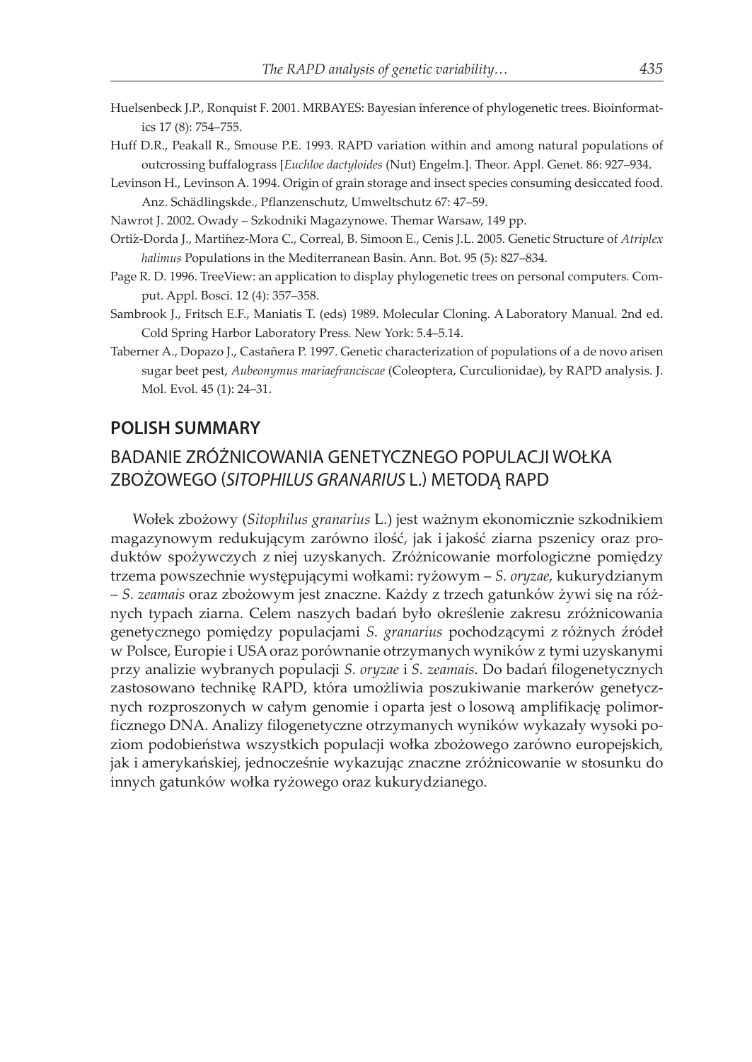Huelsenbeck J.P., Ronquist F. 2001. MRBAYES: Bayesian inference of phylogenetic trees. Bioinformatics 17 (8): 754–755.

Huff D.R., Peakall R., Smouse P.E. 1993. RAPD variation within and among natural populations of outcrossing buffalograss [*Euchloe dactyloides* (Nut) Engelm.]. Theor. Appl. Genet. 86: 927–934.

Levinson H., Levinson A. 1994. Origin of grain storage and insect species consuming desiccated food. Anz. Schädlingskde., Pflanzenschutz, Umweltschutz 67: 47–59.

Nawrot J. 2002. Owady – Szkodniki Magazynowe. Themar Warsaw, 149 pp.

Ortiź-Dorda J., Martińez-Mora C., Correal, B. Simoon E., Cenis J.L. 2005. Genetic Structure of *Atriplex halimus* Populations in the Mediterranean Basin. Ann. Bot. 95 (5): 827–834.

Page R. D. 1996. TreeView: an application to display phylogenetic trees on personal computers. Comput. Appl. Bosci. 12 (4): 357–358.

Sambrook J., Fritsch E.F., Maniatis T. (eds) 1989. Molecular Cloning. A Laboratory Manual. 2nd ed. Cold Spring Harbor Laboratory Press. New York: 5.4–5.14.

Taberner A., Dopazo J., Castañera P. 1997. Genetic characterization of populations of a de novo arisen sugar beet pest, *Aubeonymus mariaefranciscae* (Coleoptera, Curculionidae), by RAPD analysis. J. Mol. Evol. 45 (1): 24–31.

## POLISH SUMMARY

## BADANIE ZRÓŻNICOWANIA GENETYCZNEGO POPULACJI WOŁKA ZBOŻOWEGO (*SITOPHILUS GRANARIUS* L.) METODĄ RAPD

Wołek zbożowy (*Sitophilus granarius* L.) jest ważnym ekonomicznie szkodnikiem magazynowym redukującym zarówno ilość, jak i jakość ziarna pszenicy oraz produktów spożywczych z niej uzyskanych. Zróżnicowanie morfologiczne pomiędzy trzema powszechnie występującymi wołkami: ryżowym – *S. oryzae*, kukurydzianym – *S. zeamais* oraz zbożowym jest znaczne. Każdy z trzech gatunków żywi się na różnych typach ziarna. Celem naszych badań było określenie zakresu zróżnicowania genetycznego pomiędzy populacjami *S. granarius* pochodzącymi z różnych źródeł w Polsce, Europie i USA oraz porównanie otrzymanych wyników z tymi uzyskanymi przy analizie wybranych populacji *S. oryzae* i *S. zeamais*. Do badań filogenetycznych zastosowano technikę RAPD, która umożliwia poszukiwanie markerów genetycznych rozproszonych w całym genomie i oparta jest o losową amplifikację polimorficznego DNA. Analizy filogenetyczne otrzymanych wyników wykazały wysoki poziom podobieństwa wszystkich populacji wołka zbożowego zarówno europejskich, jak i amerykańskiej, jednocześnie wykazując znaczne zróżnicowanie w stosunku do innych gatunków wołka ryżowego oraz kukurydzianego.